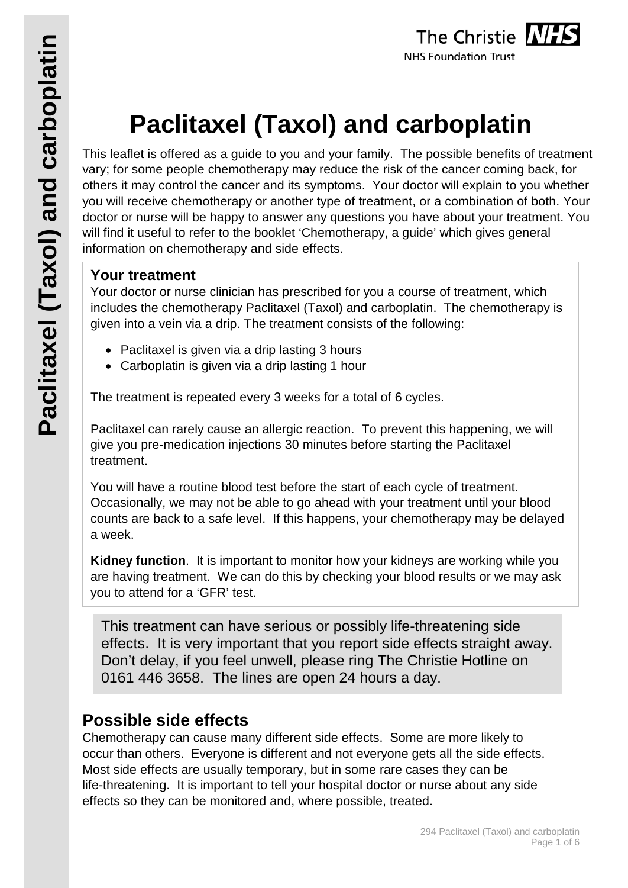# Paclitaxel (Taxol) and carboplatin

This leaflet is offered as a guide to you and your family. The possible benefits of treatment vary; for some people chemotherapy may reduce the risk of the cancer coming back, for others it may control the cancer and its symptoms. Your doctor will explain to you whether you will receive chemotherapy or another type of treatment, or a combination of both. Your doctor or nurse will be happy to answer any questions you have about your treatment. You will find it useful to refer to the booklet 'Chemotherapy, a guide' which gives general information on chemotherapy and side effects.

### Your treatment

Your doctor or nurse clinician has prescribed for you a course of treatment, which includes the chemotherapy Paclitaxel (Taxol) and carboplatin. The chemotherapy is given into a vein via a drip. The treatment consists of the following:

- Paclitaxel is given via a drip lasting 3 hours
- Carboplatin is given via a drip lasting 1 hour

The treatment is repeated every 3 weeks for a total of 6 cycles.

Paclitaxel can rarely cause an allergic reaction. To prevent this happening, we will give you pre-medication injections 30 minutes before starting the Paclitaxel treatment.

You will have a routine blood test before the start of each cycle of treatment. Occasionally, we may not be able to go ahead with your treatment until your blood counts are back to a safe level. If this happens, your chemotherapy may be delayed a week.

**Kidney function**. It is important to monitor how your kidneys are working while you are having treatment. We can do this by checking your blood results or we may ask you to attend for a 'GFR' test.

This treatment can have serious or possibly life-threatening side effects. It is very important that you report side effects straight away. Don't delay, if you feel unwell, please ring The Christie Hotline on 0161 446 3658. The lines are open 24 hours a day.

## Possible side effects

Chemotherapy can cause many different side effects. Some are more likely to occur than others. Everyone is different and not everyone gets all the side effects. Most side effects are usually temporary, but in some rare cases they can be life-threatening. It is important to tell your hospital doctor or nurse about any side effects so they can be monitored and, where possible, treated.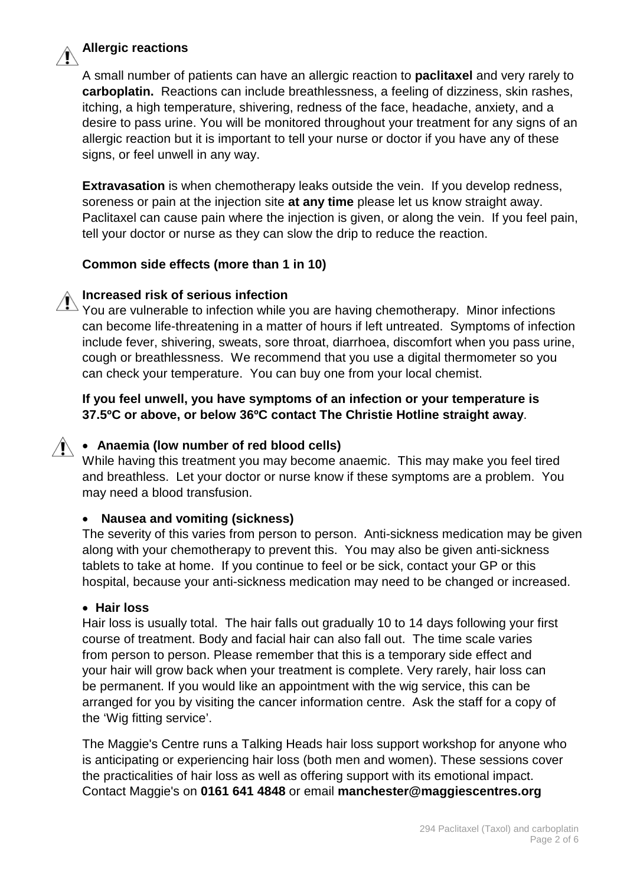### Allergic reactions

A small number of patients can have an allergic reaction to **paclitaxel** and very rarely to **carboplatin.** Reactions can include breathlessness, a feeling of dizziness, skin rashes, itching, a high temperature, shivering, redness of the face, headache, anxiety, and a desire to pass urine. You will be monitored throughout your treatment for any signs of an allergic reaction but it is important to tell your nurse or doctor if you have any of these signs, or feel unwell in any way.

**Extravasation** is when chemotherapy leaks outside the vein. If you develop redness, soreness or pain at the injection site **at any time** please let us know straight away. Paclitaxel can cause pain where the injection is given, or along the vein. If you feel pain, tell your doctor or nurse as they can slow the drip to reduce the reaction.

### Common side effects (more than 1 in 10)

### Increased risk of serious infection

You are vulnerable to infection while you are having chemotherapy. Minor infections can become life-threatening in a matter of hours if left untreated. Symptoms of infection include fever, shivering, sweats, sore throat, diarrhoea, discomfort when you pass urine, cough or breathlessness. We recommend that you use a digital thermometer so you can check your temperature. You can buy one from your local chemist.

**If you feel unwell, you have symptoms of an infection or your temperature is 37.5ºC or above, or below 36ºC contact The Christie Hotline straight away**.

- **Anaemia (low number of red blood cells)**

While having this treatment you may become anaemic. This may make you feel tired and breathless. Let your doctor or nurse know if these symptoms are a problem. You may need a blood transfusion.

- **Nausea and vomiting (sickness)**

The severity of this varies from person to person. Anti-sickness medication may be given along with your chemotherapy to prevent this. You may also be given anti-sickness tablets to take at home. If you continue to feel or be sick, contact your GP or this hospital, because your anti-sickness medication may need to be changed or increased.

- **Hair loss**

Hair loss is usually total. The hair falls out gradually 10 to 14 days following your first course of treatment. Body and facial hair can also fall out. The time scale varies from person to person. Please remember that this is a temporary side effect and your hair will grow back when your treatment is complete. Very rarely, hair loss can be permanent. If you would like an appointment with the wig service, this can be arranged for you by visiting the cancer information centre. Ask the staff for a copy of the 'Wig fitting service'.

The Maggie's Centre runs a Talking Heads hair loss support workshop for anyone who is anticipating or experiencing hair loss (both men and women). These sessions cover the practicalities of hair loss as well as offering support with its emotional impact. Contact Maggie's on **0161 641 4848** or email **manchester@maggiescentres.org**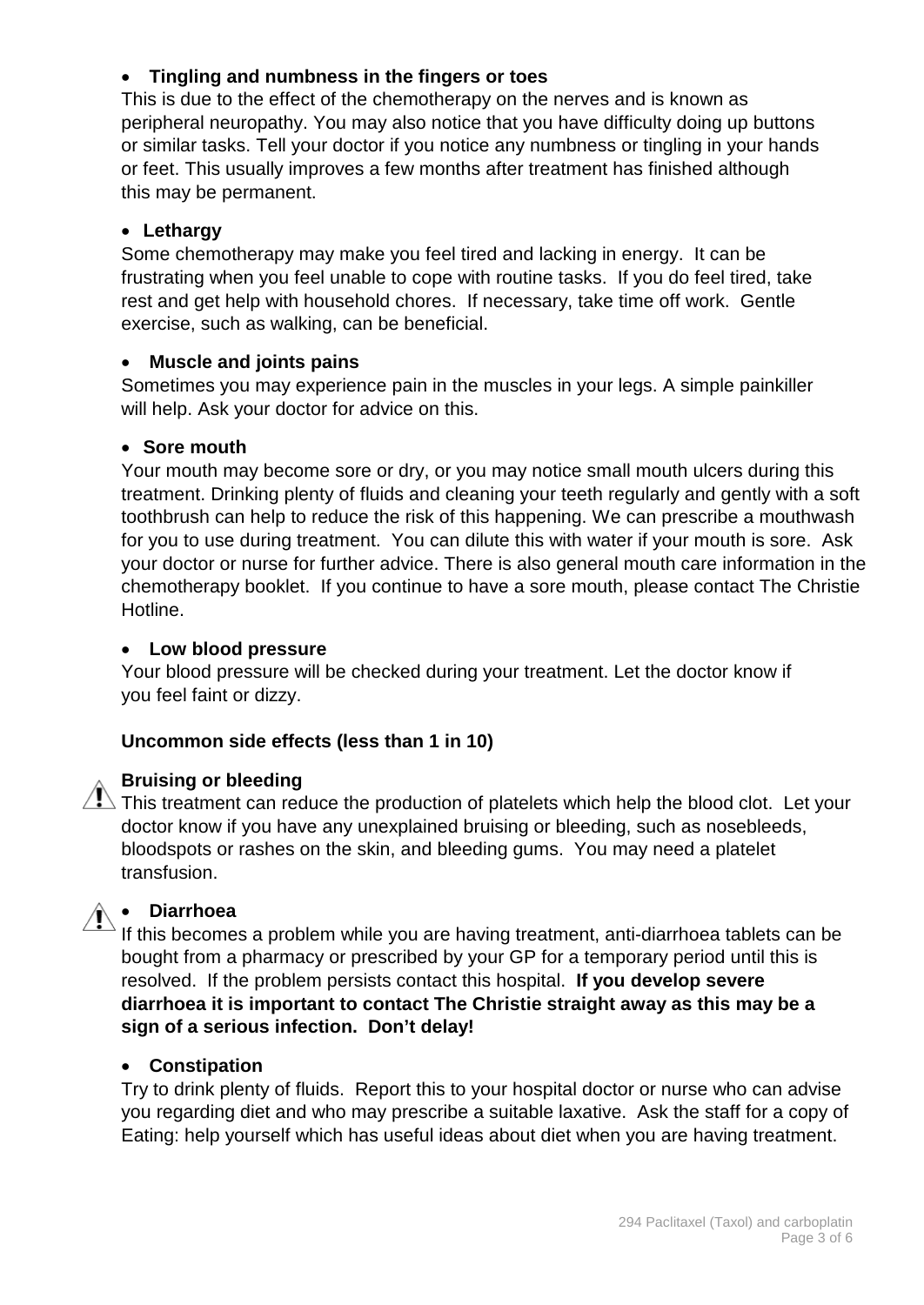- **Tingling and numbness in the fingers or toes**

This is due to the effect of the chemotherapy on the nerves and is known as peripheral neuropathy. You may also notice that you have difficulty doing up buttons or similar tasks. Tell your doctor if you notice any numbness or tingling in your hands or feet. This usually improves a few months after treatment has finished although this may be permanent.

- **Lethargy**

Some chemotherapy may make you feel tired and lacking in energy. It can be frustrating when you feel unable to cope with routine tasks. If you do feel tired, take rest and get help with household chores. If necessary, take time off work. Gentle exercise, such as walking, can be beneficial.

- **Muscle and joints pains**

Sometimes you may experience pain in the muscles in your legs. A simple painkiller will help. Ask your doctor for advice on this.

- **Sore mouth**

Your mouth may become sore or dry, or you may notice small mouth ulcers during this treatment. Drinking plenty of fluids and cleaning your teeth regularly and gently with a soft toothbrush can help to reduce the risk of this happening. We can prescribe a mouthwash for you to use during treatment. You can dilute this with water if your mouth is sore. Ask your doctor or nurse for further advice. There is also general mouth care information in the chemotherapy booklet. If you continue to have a sore mouth, please contact The Christie Hotline.

- **Low blood pressure**

Your blood pressure will be checked during your treatment. Let the doctor know if you feel faint or dizzy.

**Uncommon side effects (less than 1 in 10)**

⚠ **Bruising or bleeding**

This treatment can reduce the production of platelets which help the blood clot. Let your doctor know if you have any unexplained bruising or bleeding, such as nosebleeds, bloodspots or rashes on the skin, and bleeding gums. You may need a platelet transfusion.

⚠ - **Diarrhoea**

If this becomes a problem while you are having treatment, anti-diarrhoea tablets can be bought from a pharmacy or prescribed by your GP for a temporary period until this is resolved. If the problem persists contact this hospital. **If you develop severe diarrhoea it is important to contact The Christie straight away as this may be a sign of a serious infection. Don't delay!**

- **Constipation**

Try to drink plenty of fluids. Report this to your hospital doctor or nurse who can advise you regarding diet and who may prescribe a suitable laxative. Ask the staff for a copy of Eating: help yourself which has useful ideas about diet when you are having treatment.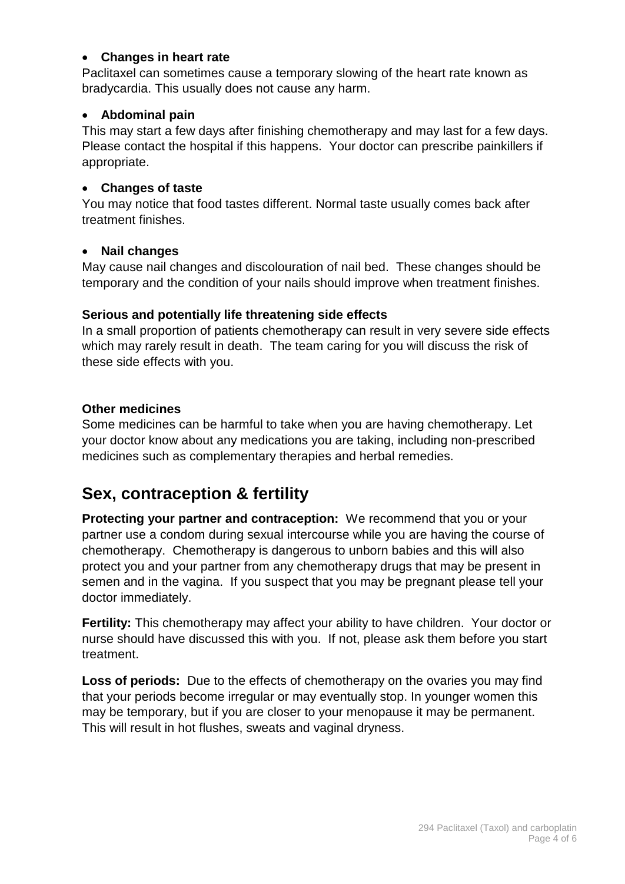- **Changes in heart rate**

Paclitaxel can sometimes cause a temporary slowing of the heart rate known as bradycardia. This usually does not cause any harm.

- **Abdominal pain**

This may start a few days after finishing chemotherapy and may last for a few days. Please contact the hospital if this happens. Your doctor can prescribe painkillers if appropriate.

- **Changes of taste**

You may notice that food tastes different. Normal taste usually comes back after treatment finishes.

- **Nail changes**

May cause nail changes and discolouration of nail bed. These changes should be temporary and the condition of your nails should improve when treatment finishes.

**Serious and potentially life threatening side effects**

In a small proportion of patients chemotherapy can result in very severe side effects which may rarely result in death. The team caring for you will discuss the risk of these side effects with you.

**Other medicines**

Some medicines can be harmful to take when you are having chemotherapy. Let your doctor know about any medications you are taking, including non-prescribed medicines such as complementary therapies and herbal remedies.

## Sex, contraception & fertility

**Protecting your partner and contraception:** We recommend that you or your partner use a condom during sexual intercourse while you are having the course of chemotherapy. Chemotherapy is dangerous to unborn babies and this will also protect you and your partner from any chemotherapy drugs that may be present in semen and in the vagina. If you suspect that you may be pregnant please tell your doctor immediately.

**Fertility:** This chemotherapy may affect your ability to have children. Your doctor or nurse should have discussed this with you. If not, please ask them before you start treatment.

**Loss of periods:** Due to the effects of chemotherapy on the ovaries you may find that your periods become irregular or may eventually stop. In younger women this may be temporary, but if you are closer to your menopause it may be permanent. This will result in hot flushes, sweats and vaginal dryness.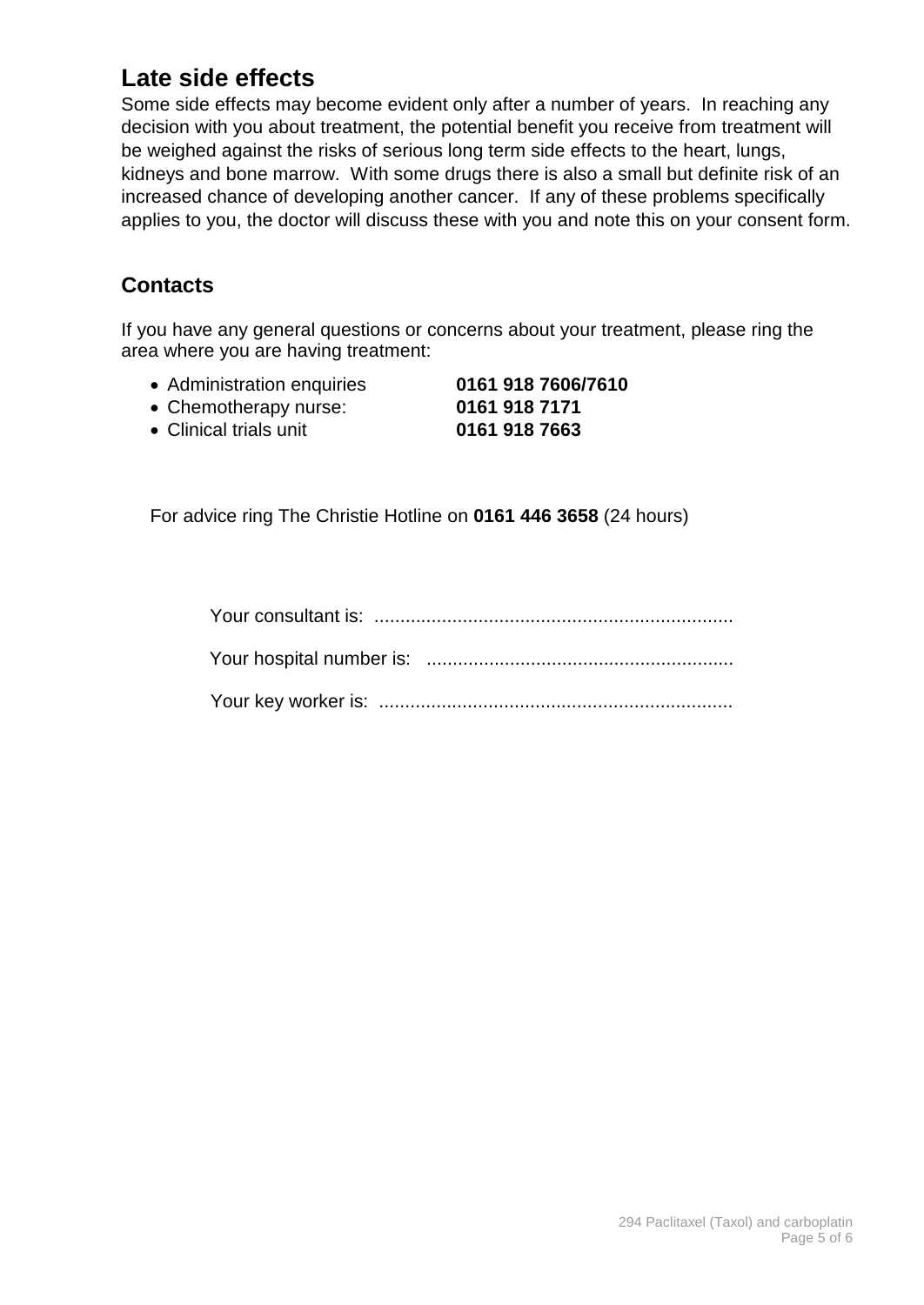## Late side effects

Some side effects may become evident only after a number of years. In reaching any decision with you about treatment, the potential benefit you receive from treatment will be weighed against the risks of serious long term side effects to the heart, lungs, kidneys and bone marrow. With some drugs there is also a small but definite risk of an increased chance of developing another cancer. If any of these problems specifically applies to you, the doctor will discuss these with you and note this on your consent form.

## Contacts

If you have any general questions or concerns about your treatment, please ring the area where you are having treatment:

- Administration enquiries **0161 918 7606/7610**
- Chemotherapy nurse: **0161 918 7171**
- Clinical trials unit **0161 918 7663**

For advice ring The Christie Hotline on **0161 446 3658** (24 hours)

Your consultant is: ....................................................................

Your hospital number is: ...........................................................

Your key worker is: ....................................................................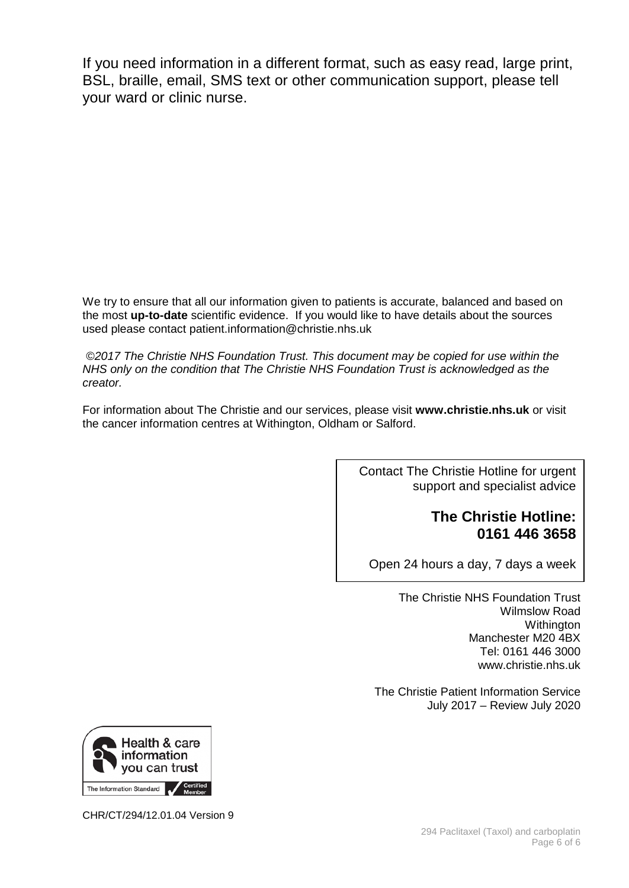If you need information in a different format, such as easy read, large print, BSL, braille, email, SMS text or other communication support, please tell your ward or clinic nurse.

We try to ensure that all our information given to patients is accurate, balanced and based on the most **up-to-date** scientific evidence. If you would like to have details about the sources used please contact patient.information@christie.nhs.uk

*©2017 The Christie NHS Foundation Trust. This document may be copied for use within the NHS only on the condition that The Christie NHS Foundation Trust is acknowledged as the creator.*

For information about The Christie and our services, please visit **www.christie.nhs.uk** or visit the cancer information centres at Withington, Oldham or Salford.

Contact The Christie Hotline for urgent support and specialist advice

**The Christie Hotline: 0161 446 3658**

Open 24 hours a day, 7 days a week

The Christie NHS Foundation Trust
Wilmslow Road
Withington
Manchester M20 4BX
Tel: 0161 446 3000
www.christie.nhs.uk

The Christie Patient Information Service
July 2017 – Review July 2020

Health & care information you can trust
The Information Standard — Certified Member

CHR/CT/294/12.01.04 Version 9

294 Paclitaxel (Taxol) and carboplatin